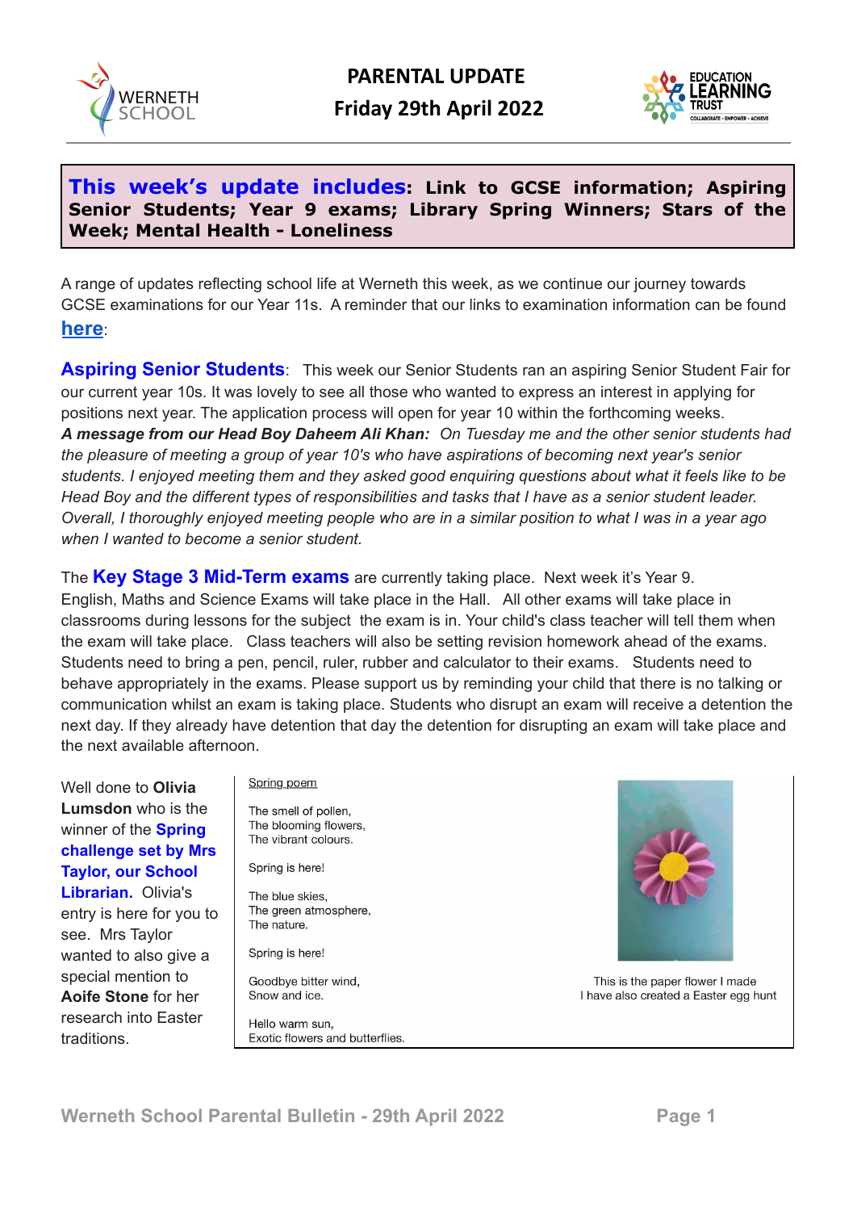# PARENTAL UPDATE
## Friday 29th April 2022

**This week's update includes: Link to GCSE information; Aspiring Senior Students; Year 9 exams; Library Spring Winners; Stars of the Week; Mental Health - Loneliness**

A range of updates reflecting school life at Werneth this week, as we continue our journey towards GCSE examinations for our Year 11s. A reminder that our links to examination information can be found **here**:

**Aspiring Senior Students**: This week our Senior Students ran an aspiring Senior Student Fair for our current year 10s. It was lovely to see all those who wanted to express an interest in applying for positions next year. The application process will open for year 10 within the forthcoming weeks.

***A message from our Head Boy Daheem Ali Khan:*** *On Tuesday me and the other senior students had the pleasure of meeting a group of year 10's who have aspirations of becoming next year's senior students. I enjoyed meeting them and they asked good enquiring questions about what it feels like to be Head Boy and the different types of responsibilities and tasks that I have as a senior student leader. Overall, I thoroughly enjoyed meeting people who are in a similar position to what I was in a year ago when I wanted to become a senior student.*

The **Key Stage 3 Mid-Term exams** are currently taking place. Next week it's Year 9. English, Maths and Science Exams will take place in the Hall. All other exams will take place in classrooms during lessons for the subject the exam is in. Your child's class teacher will tell them when the exam will take place. Class teachers will also be setting revision homework ahead of the exams. Students need to bring a pen, pencil, ruler, rubber and calculator to their exams. Students need to behave appropriately in the exams. Please support us by reminding your child that there is no talking or communication whilst an exam is taking place. Students who disrupt an exam will receive a detention the next day. If they already have detention that day the detention for disrupting an exam will take place and the next available afternoon.

Well done to **Olivia Lumsdon** who is the winner of the **Spring challenge set by Mrs Taylor, our School Librarian.** Olivia's entry is here for you to see. Mrs Taylor wanted to also give a special mention to **Aoife Stone** for her research into Easter traditions.

Spring poem

The smell of pollen,
The blooming flowers,
The vibrant colours.

Spring is here!

The blue skies,
The green atmosphere,
The nature.

Spring is here!

Goodbye bitter wind,
Snow and ice.

Hello warm sun,
Exotic flowers and butterflies.

This is the paper flower I made
I have also created a Easter egg hunt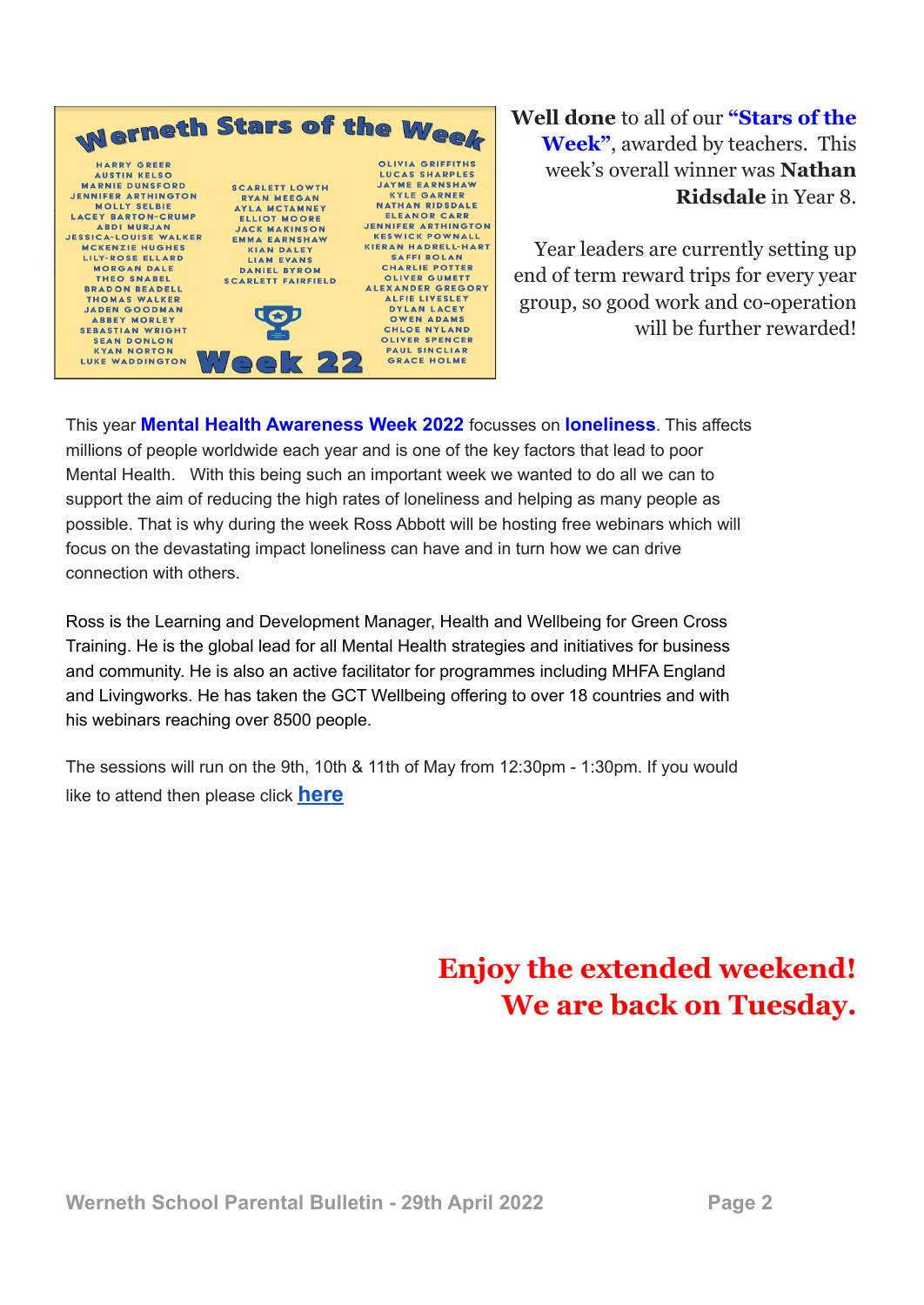## Werneth Stars of the Week

HARRY GREER
AUSTIN KELSO
MARNIE DUNSFORD
JENNIFER ARTHINGTON
MOLLY SELBIE
LACEY BARTON-CRUMP
ABDI MURJAN
JESSICA-LOUISE WALKER
MCKENZIE HUGHES
LILY-ROSE ELLARD
MORGAN DALE
THEO SNABEL
BRADON BEADELL
THOMAS WALKER
JADEN GOODMAN
ABBEY MORLEY
SEBASTIAN WRIGHT
SEAN DONLON
KYAN NORTON
LUKE WADDINGTON

SCARLETT LOWTH
RYAN MEEGAN
AYLA MCTAMNEY
ELLIOT MOORE
JACK MAKINSON
EMMA EARNSHAW
KIAN DALEY
LIAM EVANS
DANIEL BYROM
SCARLETT FAIRFIELD

OLIVIA GRIFFITHS
LUCAS SHARPLES
JAYME EARNSHAW
KYLE GARNER
NATHAN RIDSDALE
ELEANOR CARR
JENNIFER ARTHINGTON
KESWICK POWNALL
KIERAN HADRELL-HART
SAFFI BOLAN
CHARLIE POTTER
OLIVER GUMETT
ALEXANDER GREGORY
ALFIE LIVESLEY
DYLAN LACEY
OWEN ADAMS
CHLOE NYLAND
OLIVER SPENCER
PAUL SINCLIAR
GRACE HOLME

**Week 22**

**Well done** to all of our **"Stars of the Week"**, awarded by teachers. This week's overall winner was **Nathan Ridsdale** in Year 8.

Year leaders are currently setting up end of term reward trips for every year group, so good work and co-operation will be further rewarded!

This year **Mental Health Awareness Week 2022** focusses on **loneliness**. This affects millions of people worldwide each year and is one of the key factors that lead to poor Mental Health. With this being such an important week we wanted to do all we can to support the aim of reducing the high rates of loneliness and helping as many people as possible. That is why during the week Ross Abbott will be hosting free webinars which will focus on the devastating impact loneliness can have and in turn how we can drive connection with others.

Ross is the Learning and Development Manager, Health and Wellbeing for Green Cross Training. He is the global lead for all Mental Health strategies and initiatives for business and community. He is also an active facilitator for programmes including MHFA England and Livingworks. He has taken the GCT Wellbeing offering to over 18 countries and with his webinars reaching over 8500 people.

The sessions will run on the 9th, 10th & 11th of May from 12:30pm - 1:30pm. If you would like to attend then please click **here**

**Enjoy the extended weekend!**
**We are back on Tuesday.**